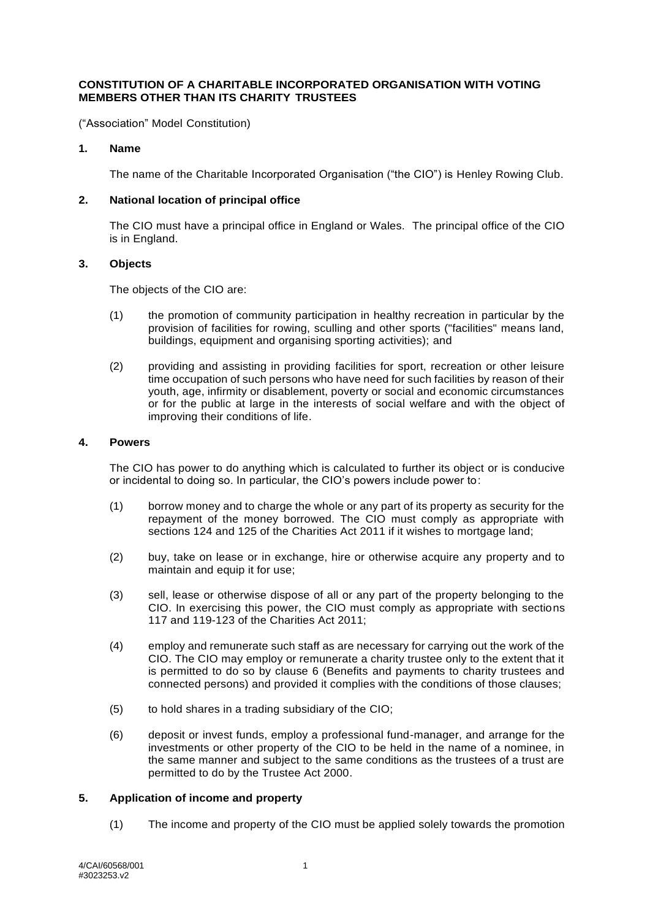**CONSTITUTION OF A CHARITABLE INCORPORATED ORGANISATION WITH VOTING MEMBERS OTHER THAN ITS CHARITY TRUSTEES**

("Association" Model Constitution)

**1. Name**

The name of the Charitable Incorporated Organisation ("the CIO") is Henley Rowing Club.

**2. National location of principal office**

The CIO must have a principal office in England or Wales. The principal office of the CIO is in England.

**3. Objects**

The objects of the CIO are:

(1) the promotion of community participation in healthy recreation in particular by the provision of facilities for rowing, sculling and other sports ("facilities" means land, buildings, equipment and organising sporting activities); and

(2) providing and assisting in providing facilities for sport, recreation or other leisure time occupation of such persons who have need for such facilities by reason of their youth, age, infirmity or disablement, poverty or social and economic circumstances or for the public at large in the interests of social welfare and with the object of improving their conditions of life.

**4. Powers**

The CIO has power to do anything which is calculated to further its object or is conducive or incidental to doing so. In particular, the CIO's powers include power to:

(1) borrow money and to charge the whole or any part of its property as security for the repayment of the money borrowed. The CIO must comply as appropriate with sections 124 and 125 of the Charities Act 2011 if it wishes to mortgage land;

(2) buy, take on lease or in exchange, hire or otherwise acquire any property and to maintain and equip it for use;

(3) sell, lease or otherwise dispose of all or any part of the property belonging to the CIO. In exercising this power, the CIO must comply as appropriate with sections 117 and 119-123 of the Charities Act 2011;

(4) employ and remunerate such staff as are necessary for carrying out the work of the CIO. The CIO may employ or remunerate a charity trustee only to the extent that it is permitted to do so by clause 6 (Benefits and payments to charity trustees and connected persons) and provided it complies with the conditions of those clauses;

(5) to hold shares in a trading subsidiary of the CIO;

(6) deposit or invest funds, employ a professional fund-manager, and arrange for the investments or other property of the CIO to be held in the name of a nominee, in the same manner and subject to the same conditions as the trustees of a trust are permitted to do by the Trustee Act 2000.

**5. Application of income and property**

(1) The income and property of the CIO must be applied solely towards the promotion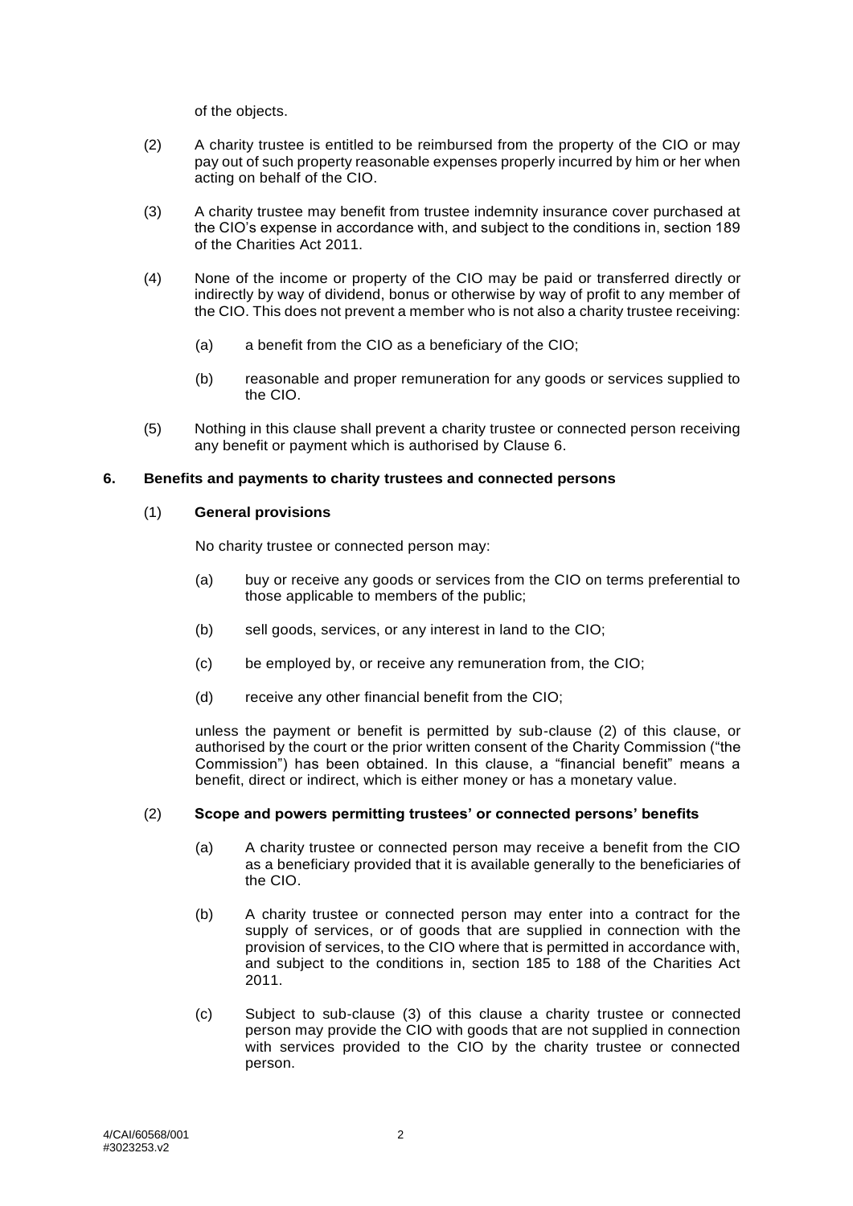of the objects.

(2) A charity trustee is entitled to be reimbursed from the property of the CIO or may pay out of such property reasonable expenses properly incurred by him or her when acting on behalf of the CIO.

(3) A charity trustee may benefit from trustee indemnity insurance cover purchased at the CIO's expense in accordance with, and subject to the conditions in, section 189 of the Charities Act 2011.

(4) None of the income or property of the CIO may be paid or transferred directly or indirectly by way of dividend, bonus or otherwise by way of profit to any member of the CIO. This does not prevent a member who is not also a charity trustee receiving:

(a) a benefit from the CIO as a beneficiary of the CIO;

(b) reasonable and proper remuneration for any goods or services supplied to the CIO.

(5) Nothing in this clause shall prevent a charity trustee or connected person receiving any benefit or payment which is authorised by Clause 6.

**6. Benefits and payments to charity trustees and connected persons**

(1) **General provisions**

No charity trustee or connected person may:

(a) buy or receive any goods or services from the CIO on terms preferential to those applicable to members of the public;

(b) sell goods, services, or any interest in land to the CIO;

(c) be employed by, or receive any remuneration from, the CIO;

(d) receive any other financial benefit from the CIO;

unless the payment or benefit is permitted by sub-clause (2) of this clause, or authorised by the court or the prior written consent of the Charity Commission ("the Commission") has been obtained. In this clause, a "financial benefit" means a benefit, direct or indirect, which is either money or has a monetary value.

(2) **Scope and powers permitting trustees' or connected persons' benefits**

(a) A charity trustee or connected person may receive a benefit from the CIO as a beneficiary provided that it is available generally to the beneficiaries of the CIO.

(b) A charity trustee or connected person may enter into a contract for the supply of services, or of goods that are supplied in connection with the provision of services, to the CIO where that is permitted in accordance with, and subject to the conditions in, section 185 to 188 of the Charities Act 2011.

(c) Subject to sub-clause (3) of this clause a charity trustee or connected person may provide the CIO with goods that are not supplied in connection with services provided to the CIO by the charity trustee or connected person.

4/CAI/60568/001
#3023253.v2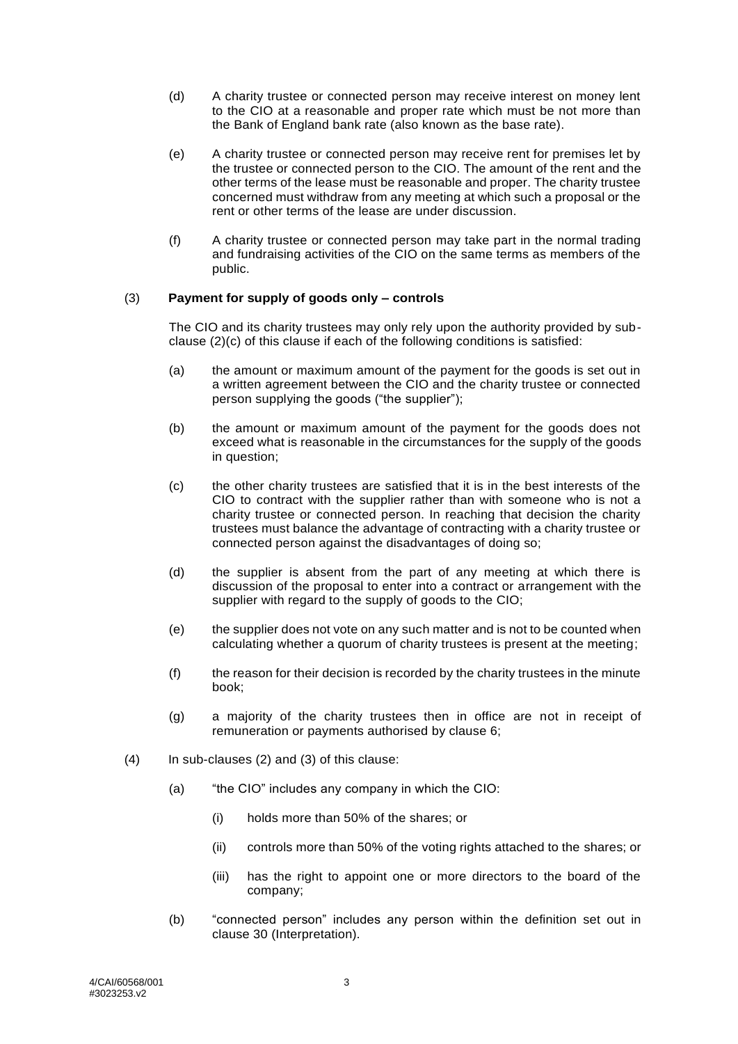(d) A charity trustee or connected person may receive interest on money lent to the CIO at a reasonable and proper rate which must be not more than the Bank of England bank rate (also known as the base rate).

(e) A charity trustee or connected person may receive rent for premises let by the trustee or connected person to the CIO. The amount of the rent and the other terms of the lease must be reasonable and proper. The charity trustee concerned must withdraw from any meeting at which such a proposal or the rent or other terms of the lease are under discussion.

(f) A charity trustee or connected person may take part in the normal trading and fundraising activities of the CIO on the same terms as members of the public.

(3) **Payment for supply of goods only – controls**

The CIO and its charity trustees may only rely upon the authority provided by sub-clause (2)(c) of this clause if each of the following conditions is satisfied:

(a) the amount or maximum amount of the payment for the goods is set out in a written agreement between the CIO and the charity trustee or connected person supplying the goods ("the supplier");

(b) the amount or maximum amount of the payment for the goods does not exceed what is reasonable in the circumstances for the supply of the goods in question;

(c) the other charity trustees are satisfied that it is in the best interests of the CIO to contract with the supplier rather than with someone who is not a charity trustee or connected person. In reaching that decision the charity trustees must balance the advantage of contracting with a charity trustee or connected person against the disadvantages of doing so;

(d) the supplier is absent from the part of any meeting at which there is discussion of the proposal to enter into a contract or arrangement with the supplier with regard to the supply of goods to the CIO;

(e) the supplier does not vote on any such matter and is not to be counted when calculating whether a quorum of charity trustees is present at the meeting;

(f) the reason for their decision is recorded by the charity trustees in the minute book;

(g) a majority of the charity trustees then in office are not in receipt of remuneration or payments authorised by clause 6;

(4) In sub-clauses (2) and (3) of this clause:

(a) "the CIO" includes any company in which the CIO:

(i) holds more than 50% of the shares; or

(ii) controls more than 50% of the voting rights attached to the shares; or

(iii) has the right to appoint one or more directors to the board of the company;

(b) "connected person" includes any person within the definition set out in clause 30 (Interpretation).

4/CAI/60568/001
#3023253.v2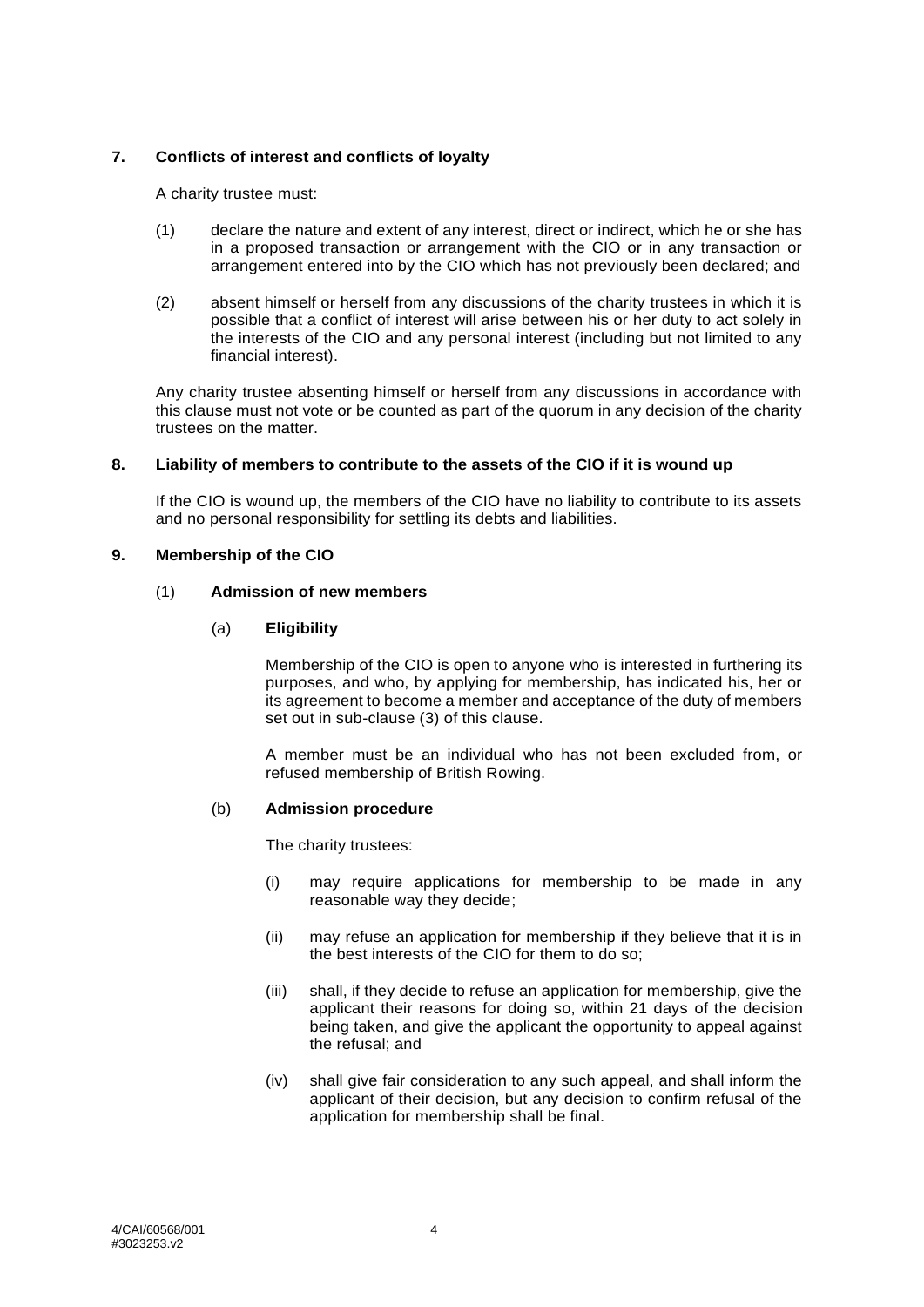## 7. Conflicts of interest and conflicts of loyalty

A charity trustee must:

(1) declare the nature and extent of any interest, direct or indirect, which he or she has in a proposed transaction or arrangement with the CIO or in any transaction or arrangement entered into by the CIO which has not previously been declared; and

(2) absent himself or herself from any discussions of the charity trustees in which it is possible that a conflict of interest will arise between his or her duty to act solely in the interests of the CIO and any personal interest (including but not limited to any financial interest).

Any charity trustee absenting himself or herself from any discussions in accordance with this clause must not vote or be counted as part of the quorum in any decision of the charity trustees on the matter.

## 8. Liability of members to contribute to the assets of the CIO if it is wound up

If the CIO is wound up, the members of the CIO have no liability to contribute to its assets and no personal responsibility for settling its debts and liabilities.

## 9. Membership of the CIO

### (1) Admission of new members

#### (a) Eligibility

Membership of the CIO is open to anyone who is interested in furthering its purposes, and who, by applying for membership, has indicated his, her or its agreement to become a member and acceptance of the duty of members set out in sub-clause (3) of this clause.

A member must be an individual who has not been excluded from, or refused membership of British Rowing.

#### (b) Admission procedure

The charity trustees:

(i) may require applications for membership to be made in any reasonable way they decide;

(ii) may refuse an application for membership if they believe that it is in the best interests of the CIO for them to do so;

(iii) shall, if they decide to refuse an application for membership, give the applicant their reasons for doing so, within 21 days of the decision being taken, and give the applicant the opportunity to appeal against the refusal; and

(iv) shall give fair consideration to any such appeal, and shall inform the applicant of their decision, but any decision to confirm refusal of the application for membership shall be final.

4/CAI/60568/001
#3023253.v2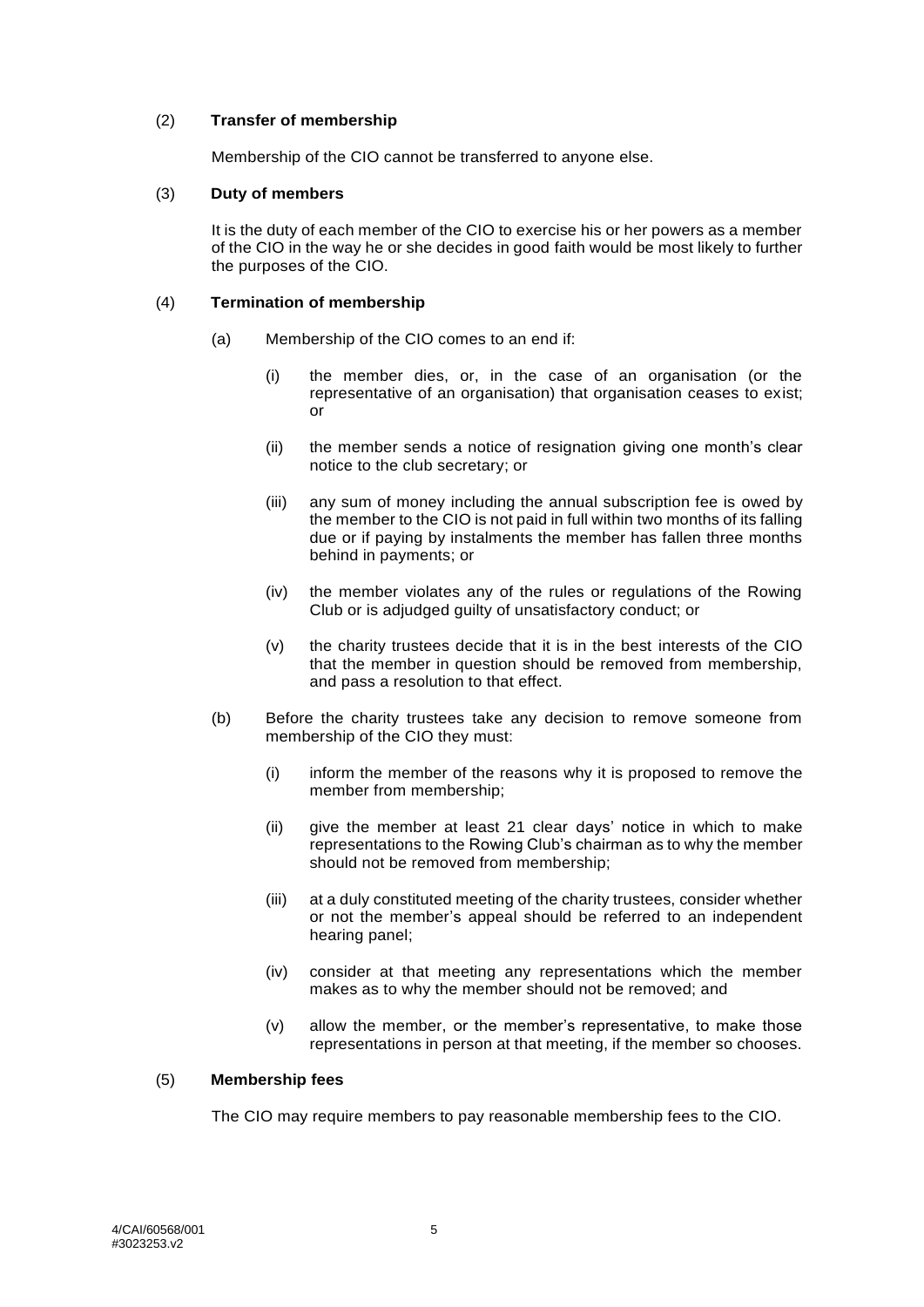(2) **Transfer of membership**

Membership of the CIO cannot be transferred to anyone else.

(3) **Duty of members**

It is the duty of each member of the CIO to exercise his or her powers as a member of the CIO in the way he or she decides in good faith would be most likely to further the purposes of the CIO.

(4) **Termination of membership**

(a) Membership of the CIO comes to an end if:

(i) the member dies, or, in the case of an organisation (or the representative of an organisation) that organisation ceases to exist; or

(ii) the member sends a notice of resignation giving one month's clear notice to the club secretary; or

(iii) any sum of money including the annual subscription fee is owed by the member to the CIO is not paid in full within two months of its falling due or if paying by instalments the member has fallen three months behind in payments; or

(iv) the member violates any of the rules or regulations of the Rowing Club or is adjudged guilty of unsatisfactory conduct; or

(v) the charity trustees decide that it is in the best interests of the CIO that the member in question should be removed from membership, and pass a resolution to that effect.

(b) Before the charity trustees take any decision to remove someone from membership of the CIO they must:

(i) inform the member of the reasons why it is proposed to remove the member from membership;

(ii) give the member at least 21 clear days' notice in which to make representations to the Rowing Club's chairman as to why the member should not be removed from membership;

(iii) at a duly constituted meeting of the charity trustees, consider whether or not the member's appeal should be referred to an independent hearing panel;

(iv) consider at that meeting any representations which the member makes as to why the member should not be removed; and

(v) allow the member, or the member's representative, to make those representations in person at that meeting, if the member so chooses.

(5) **Membership fees**

The CIO may require members to pay reasonable membership fees to the CIO.

4/CAI/60568/001
#3023253.v2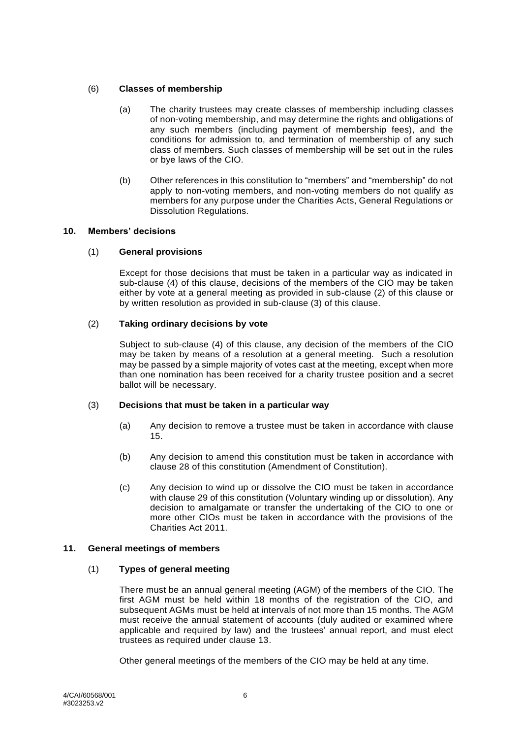(6) **Classes of membership**

(a) The charity trustees may create classes of membership including classes of non-voting membership, and may determine the rights and obligations of any such members (including payment of membership fees), and the conditions for admission to, and termination of membership of any such class of members. Such classes of membership will be set out in the rules or bye laws of the CIO.

(b) Other references in this constitution to "members" and "membership" do not apply to non-voting members, and non-voting members do not qualify as members for any purpose under the Charities Acts, General Regulations or Dissolution Regulations.

## 10. Members' decisions

(1) **General provisions**

Except for those decisions that must be taken in a particular way as indicated in sub-clause (4) of this clause, decisions of the members of the CIO may be taken either by vote at a general meeting as provided in sub-clause (2) of this clause or by written resolution as provided in sub-clause (3) of this clause.

(2) **Taking ordinary decisions by vote**

Subject to sub-clause (4) of this clause, any decision of the members of the CIO may be taken by means of a resolution at a general meeting. Such a resolution may be passed by a simple majority of votes cast at the meeting, except when more than one nomination has been received for a charity trustee position and a secret ballot will be necessary.

(3) **Decisions that must be taken in a particular way**

(a) Any decision to remove a trustee must be taken in accordance with clause 15.

(b) Any decision to amend this constitution must be taken in accordance with clause 28 of this constitution (Amendment of Constitution).

(c) Any decision to wind up or dissolve the CIO must be taken in accordance with clause 29 of this constitution (Voluntary winding up or dissolution). Any decision to amalgamate or transfer the undertaking of the CIO to one or more other CIOs must be taken in accordance with the provisions of the Charities Act 2011.

## 11. General meetings of members

(1) **Types of general meeting**

There must be an annual general meeting (AGM) of the members of the CIO. The first AGM must be held within 18 months of the registration of the CIO, and subsequent AGMs must be held at intervals of not more than 15 months. The AGM must receive the annual statement of accounts (duly audited or examined where applicable and required by law) and the trustees' annual report, and must elect trustees as required under clause 13.

Other general meetings of the members of the CIO may be held at any time.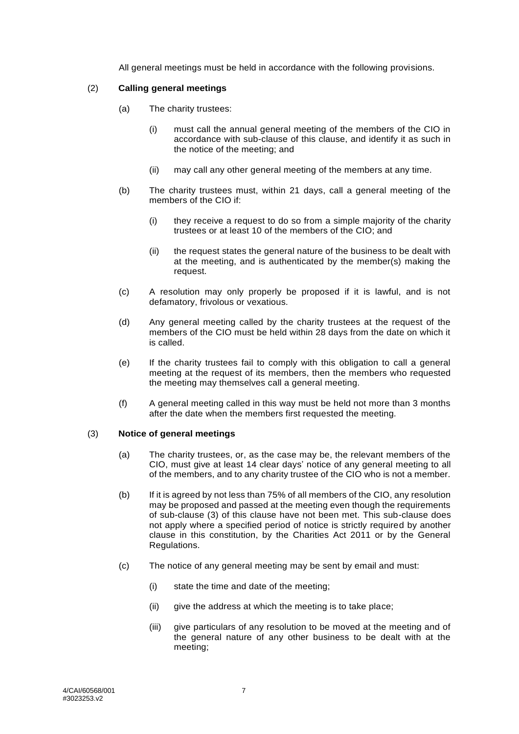All general meetings must be held in accordance with the following provisions.

(2) **Calling general meetings**

(a) The charity trustees:

(i) must call the annual general meeting of the members of the CIO in accordance with sub-clause of this clause, and identify it as such in the notice of the meeting; and

(ii) may call any other general meeting of the members at any time.

(b) The charity trustees must, within 21 days, call a general meeting of the members of the CIO if:

(i) they receive a request to do so from a simple majority of the charity trustees or at least 10 of the members of the CIO; and

(ii) the request states the general nature of the business to be dealt with at the meeting, and is authenticated by the member(s) making the request.

(c) A resolution may only properly be proposed if it is lawful, and is not defamatory, frivolous or vexatious.

(d) Any general meeting called by the charity trustees at the request of the members of the CIO must be held within 28 days from the date on which it is called.

(e) If the charity trustees fail to comply with this obligation to call a general meeting at the request of its members, then the members who requested the meeting may themselves call a general meeting.

(f) A general meeting called in this way must be held not more than 3 months after the date when the members first requested the meeting.

(3) **Notice of general meetings**

(a) The charity trustees, or, as the case may be, the relevant members of the CIO, must give at least 14 clear days' notice of any general meeting to all of the members, and to any charity trustee of the CIO who is not a member.

(b) If it is agreed by not less than 75% of all members of the CIO, any resolution may be proposed and passed at the meeting even though the requirements of sub-clause (3) of this clause have not been met. This sub-clause does not apply where a specified period of notice is strictly required by another clause in this constitution, by the Charities Act 2011 or by the General Regulations.

(c) The notice of any general meeting may be sent by email and must:

(i) state the time and date of the meeting;

(ii) give the address at which the meeting is to take place;

(iii) give particulars of any resolution to be moved at the meeting and of the general nature of any other business to be dealt with at the meeting;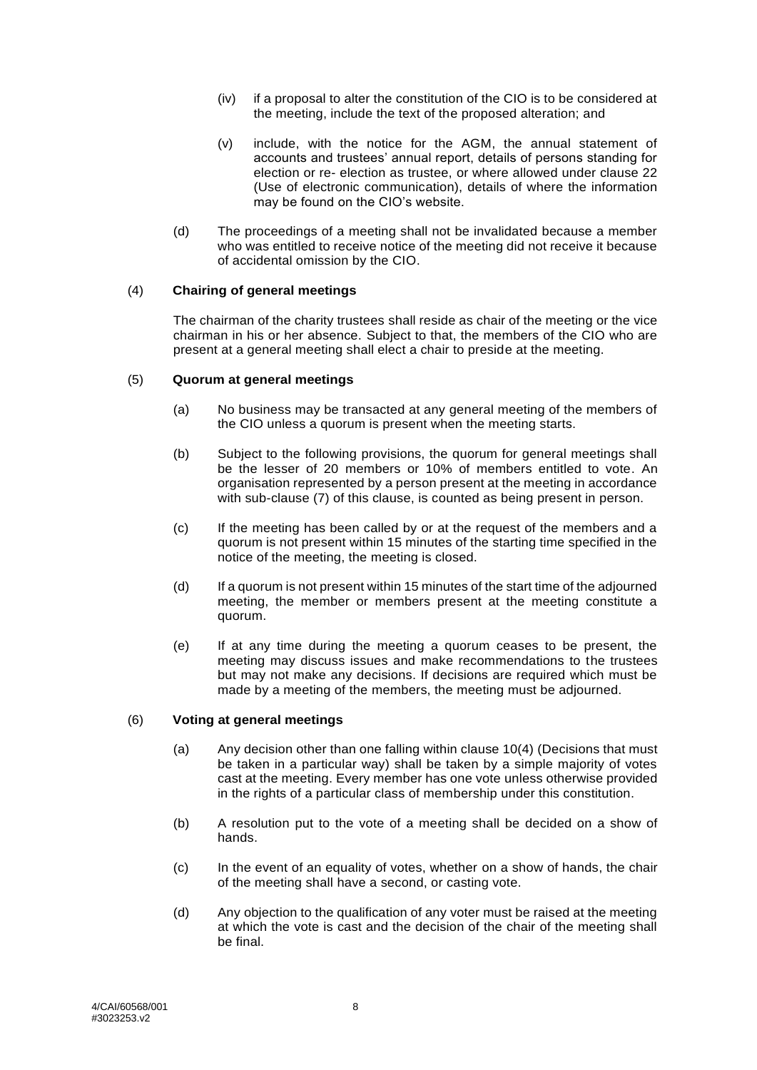(iv) if a proposal to alter the constitution of the CIO is to be considered at the meeting, include the text of the proposed alteration; and

(v) include, with the notice for the AGM, the annual statement of accounts and trustees' annual report, details of persons standing for election or re- election as trustee, or where allowed under clause 22 (Use of electronic communication), details of where the information may be found on the CIO's website.

(d) The proceedings of a meeting shall not be invalidated because a member who was entitled to receive notice of the meeting did not receive it because of accidental omission by the CIO.

(4) **Chairing of general meetings**

The chairman of the charity trustees shall reside as chair of the meeting or the vice chairman in his or her absence. Subject to that, the members of the CIO who are present at a general meeting shall elect a chair to preside at the meeting.

(5) **Quorum at general meetings**

(a) No business may be transacted at any general meeting of the members of the CIO unless a quorum is present when the meeting starts.

(b) Subject to the following provisions, the quorum for general meetings shall be the lesser of 20 members or 10% of members entitled to vote. An organisation represented by a person present at the meeting in accordance with sub-clause (7) of this clause, is counted as being present in person.

(c) If the meeting has been called by or at the request of the members and a quorum is not present within 15 minutes of the starting time specified in the notice of the meeting, the meeting is closed.

(d) If a quorum is not present within 15 minutes of the start time of the adjourned meeting, the member or members present at the meeting constitute a quorum.

(e) If at any time during the meeting a quorum ceases to be present, the meeting may discuss issues and make recommendations to the trustees but may not make any decisions. If decisions are required which must be made by a meeting of the members, the meeting must be adjourned.

(6) **Voting at general meetings**

(a) Any decision other than one falling within clause 10(4) (Decisions that must be taken in a particular way) shall be taken by a simple majority of votes cast at the meeting. Every member has one vote unless otherwise provided in the rights of a particular class of membership under this constitution.

(b) A resolution put to the vote of a meeting shall be decided on a show of hands.

(c) In the event of an equality of votes, whether on a show of hands, the chair of the meeting shall have a second, or casting vote.

(d) Any objection to the qualification of any voter must be raised at the meeting at which the vote is cast and the decision of the chair of the meeting shall be final.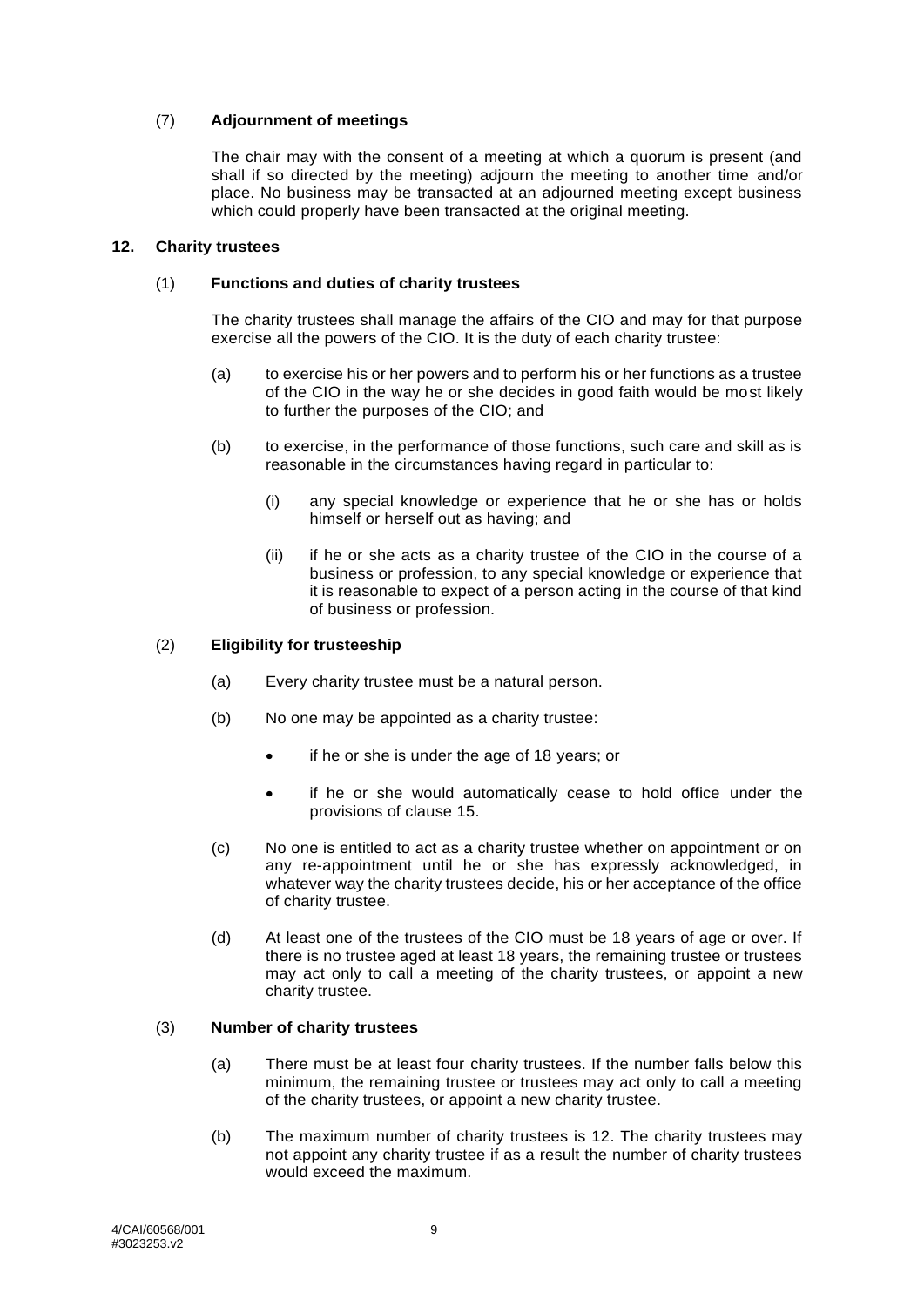(7) **Adjournment of meetings**

The chair may with the consent of a meeting at which a quorum is present (and shall if so directed by the meeting) adjourn the meeting to another time and/or place. No business may be transacted at an adjourned meeting except business which could properly have been transacted at the original meeting.

**12. Charity trustees**

(1) **Functions and duties of charity trustees**

The charity trustees shall manage the affairs of the CIO and may for that purpose exercise all the powers of the CIO. It is the duty of each charity trustee:

(a) to exercise his or her powers and to perform his or her functions as a trustee of the CIO in the way he or she decides in good faith would be most likely to further the purposes of the CIO; and

(b) to exercise, in the performance of those functions, such care and skill as is reasonable in the circumstances having regard in particular to:

(i) any special knowledge or experience that he or she has or holds himself or herself out as having; and

(ii) if he or she acts as a charity trustee of the CIO in the course of a business or profession, to any special knowledge or experience that it is reasonable to expect of a person acting in the course of that kind of business or profession.

(2) **Eligibility for trusteeship**

(a) Every charity trustee must be a natural person.

(b) No one may be appointed as a charity trustee:

- if he or she is under the age of 18 years; or
- if he or she would automatically cease to hold office under the provisions of clause 15.

(c) No one is entitled to act as a charity trustee whether on appointment or on any re-appointment until he or she has expressly acknowledged, in whatever way the charity trustees decide, his or her acceptance of the office of charity trustee.

(d) At least one of the trustees of the CIO must be 18 years of age or over. If there is no trustee aged at least 18 years, the remaining trustee or trustees may act only to call a meeting of the charity trustees, or appoint a new charity trustee.

(3) **Number of charity trustees**

(a) There must be at least four charity trustees. If the number falls below this minimum, the remaining trustee or trustees may act only to call a meeting of the charity trustees, or appoint a new charity trustee.

(b) The maximum number of charity trustees is 12. The charity trustees may not appoint any charity trustee if as a result the number of charity trustees would exceed the maximum.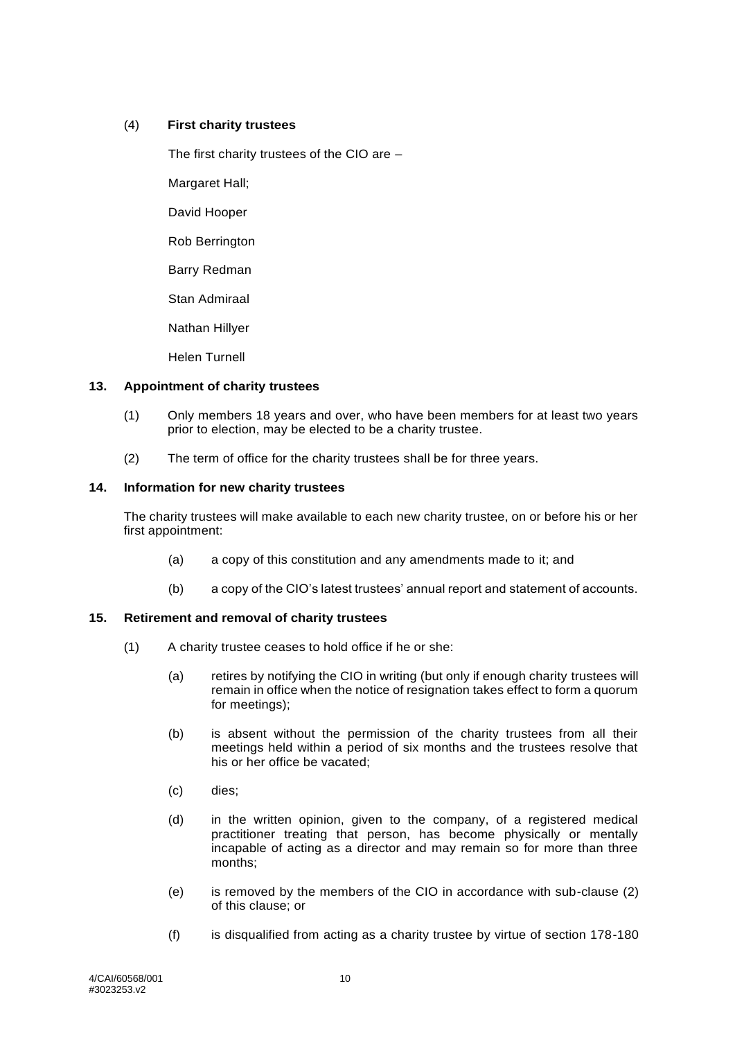(4) **First charity trustees**

The first charity trustees of the CIO are –

Margaret Hall;

David Hooper

Rob Berrington

Barry Redman

Stan Admiraal

Nathan Hillyer

Helen Turnell

## 13. Appointment of charity trustees

(1) Only members 18 years and over, who have been members for at least two years prior to election, may be elected to be a charity trustee.

(2) The term of office for the charity trustees shall be for three years.

## 14. Information for new charity trustees

The charity trustees will make available to each new charity trustee, on or before his or her first appointment:

(a) a copy of this constitution and any amendments made to it; and

(b) a copy of the CIO's latest trustees' annual report and statement of accounts.

## 15. Retirement and removal of charity trustees

(1) A charity trustee ceases to hold office if he or she:

(a) retires by notifying the CIO in writing (but only if enough charity trustees will remain in office when the notice of resignation takes effect to form a quorum for meetings);

(b) is absent without the permission of the charity trustees from all their meetings held within a period of six months and the trustees resolve that his or her office be vacated;

(c) dies;

(d) in the written opinion, given to the company, of a registered medical practitioner treating that person, has become physically or mentally incapable of acting as a director and may remain so for more than three months;

(e) is removed by the members of the CIO in accordance with sub-clause (2) of this clause; or

(f) is disqualified from acting as a charity trustee by virtue of section 178-180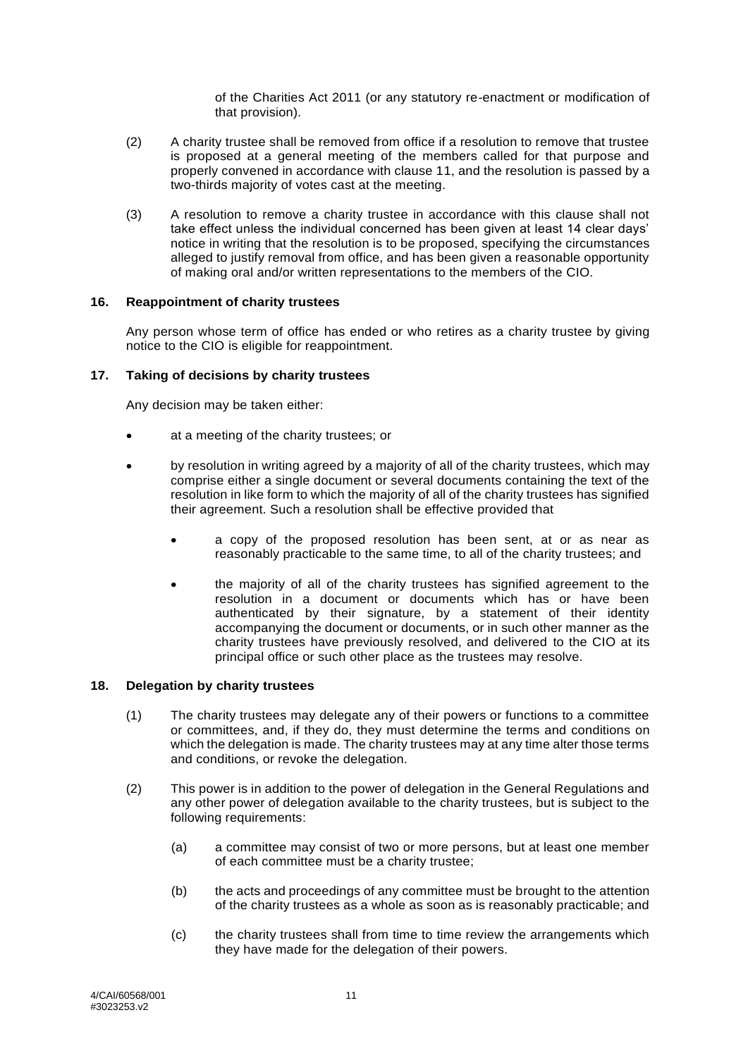of the Charities Act 2011 (or any statutory re-enactment or modification of that provision).

(2) A charity trustee shall be removed from office if a resolution to remove that trustee is proposed at a general meeting of the members called for that purpose and properly convened in accordance with clause 11, and the resolution is passed by a two-thirds majority of votes cast at the meeting.

(3) A resolution to remove a charity trustee in accordance with this clause shall not take effect unless the individual concerned has been given at least 14 clear days' notice in writing that the resolution is to be proposed, specifying the circumstances alleged to justify removal from office, and has been given a reasonable opportunity of making oral and/or written representations to the members of the CIO.

**16. Reappointment of charity trustees**

Any person whose term of office has ended or who retires as a charity trustee by giving notice to the CIO is eligible for reappointment.

**17. Taking of decisions by charity trustees**

Any decision may be taken either:

- at a meeting of the charity trustees; or
- by resolution in writing agreed by a majority of all of the charity trustees, which may comprise either a single document or several documents containing the text of the resolution in like form to which the majority of all of the charity trustees has signified their agreement. Such a resolution shall be effective provided that
  - a copy of the proposed resolution has been sent, at or as near as reasonably practicable to the same time, to all of the charity trustees; and
  - the majority of all of the charity trustees has signified agreement to the resolution in a document or documents which has or have been authenticated by their signature, by a statement of their identity accompanying the document or documents, or in such other manner as the charity trustees have previously resolved, and delivered to the CIO at its principal office or such other place as the trustees may resolve.

**18. Delegation by charity trustees**

(1) The charity trustees may delegate any of their powers or functions to a committee or committees, and, if they do, they must determine the terms and conditions on which the delegation is made. The charity trustees may at any time alter those terms and conditions, or revoke the delegation.

(2) This power is in addition to the power of delegation in the General Regulations and any other power of delegation available to the charity trustees, but is subject to the following requirements:

(a) a committee may consist of two or more persons, but at least one member of each committee must be a charity trustee;

(b) the acts and proceedings of any committee must be brought to the attention of the charity trustees as a whole as soon as is reasonably practicable; and

(c) the charity trustees shall from time to time review the arrangements which they have made for the delegation of their powers.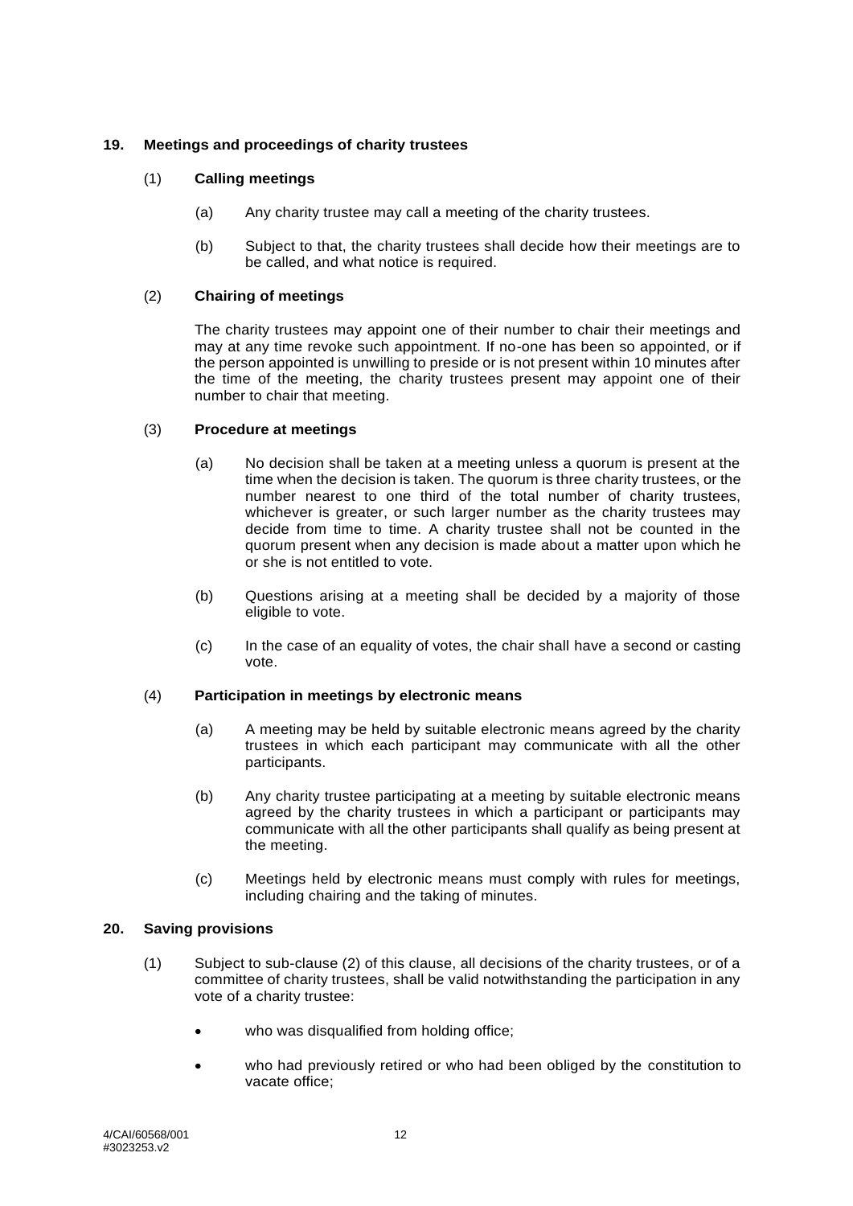**19. Meetings and proceedings of charity trustees**

(1) **Calling meetings**

(a) Any charity trustee may call a meeting of the charity trustees.

(b) Subject to that, the charity trustees shall decide how their meetings are to be called, and what notice is required.

(2) **Chairing of meetings**

The charity trustees may appoint one of their number to chair their meetings and may at any time revoke such appointment. If no-one has been so appointed, or if the person appointed is unwilling to preside or is not present within 10 minutes after the time of the meeting, the charity trustees present may appoint one of their number to chair that meeting.

(3) **Procedure at meetings**

(a) No decision shall be taken at a meeting unless a quorum is present at the time when the decision is taken. The quorum is three charity trustees, or the number nearest to one third of the total number of charity trustees, whichever is greater, or such larger number as the charity trustees may decide from time to time. A charity trustee shall not be counted in the quorum present when any decision is made about a matter upon which he or she is not entitled to vote.

(b) Questions arising at a meeting shall be decided by a majority of those eligible to vote.

(c) In the case of an equality of votes, the chair shall have a second or casting vote.

(4) **Participation in meetings by electronic means**

(a) A meeting may be held by suitable electronic means agreed by the charity trustees in which each participant may communicate with all the other participants.

(b) Any charity trustee participating at a meeting by suitable electronic means agreed by the charity trustees in which a participant or participants may communicate with all the other participants shall qualify as being present at the meeting.

(c) Meetings held by electronic means must comply with rules for meetings, including chairing and the taking of minutes.

**20. Saving provisions**

(1) Subject to sub-clause (2) of this clause, all decisions of the charity trustees, or of a committee of charity trustees, shall be valid notwithstanding the participation in any vote of a charity trustee:

- who was disqualified from holding office;
- who had previously retired or who had been obliged by the constitution to vacate office;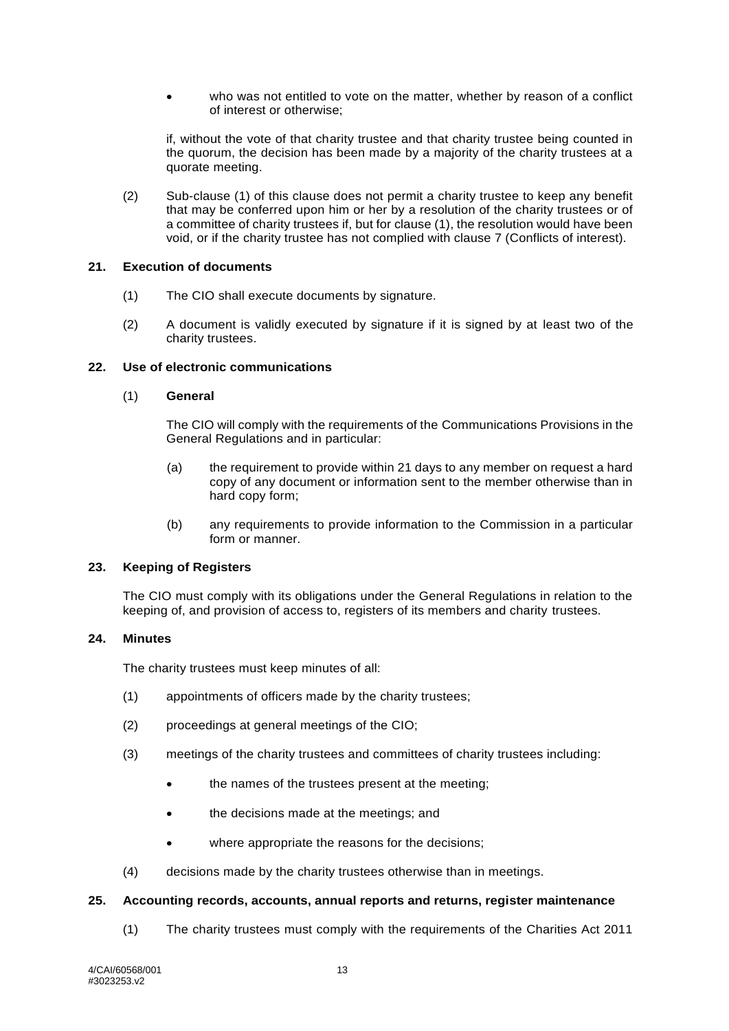- who was not entitled to vote on the matter, whether by reason of a conflict of interest or otherwise;

if, without the vote of that charity trustee and that charity trustee being counted in the quorum, the decision has been made by a majority of the charity trustees at a quorate meeting.

(2) Sub-clause (1) of this clause does not permit a charity trustee to keep any benefit that may be conferred upon him or her by a resolution of the charity trustees or of a committee of charity trustees if, but for clause (1), the resolution would have been void, or if the charity trustee has not complied with clause 7 (Conflicts of interest).

**21. Execution of documents**

(1) The CIO shall execute documents by signature.

(2) A document is validly executed by signature if it is signed by at least two of the charity trustees.

**22. Use of electronic communications**

(1) **General**

The CIO will comply with the requirements of the Communications Provisions in the General Regulations and in particular:

(a) the requirement to provide within 21 days to any member on request a hard copy of any document or information sent to the member otherwise than in hard copy form;

(b) any requirements to provide information to the Commission in a particular form or manner.

**23. Keeping of Registers**

The CIO must comply with its obligations under the General Regulations in relation to the keeping of, and provision of access to, registers of its members and charity trustees.

**24. Minutes**

The charity trustees must keep minutes of all:

(1) appointments of officers made by the charity trustees;

(2) proceedings at general meetings of the CIO;

(3) meetings of the charity trustees and committees of charity trustees including:

- the names of the trustees present at the meeting;
- the decisions made at the meetings; and
- where appropriate the reasons for the decisions;

(4) decisions made by the charity trustees otherwise than in meetings.

**25. Accounting records, accounts, annual reports and returns, register maintenance**

(1) The charity trustees must comply with the requirements of the Charities Act 2011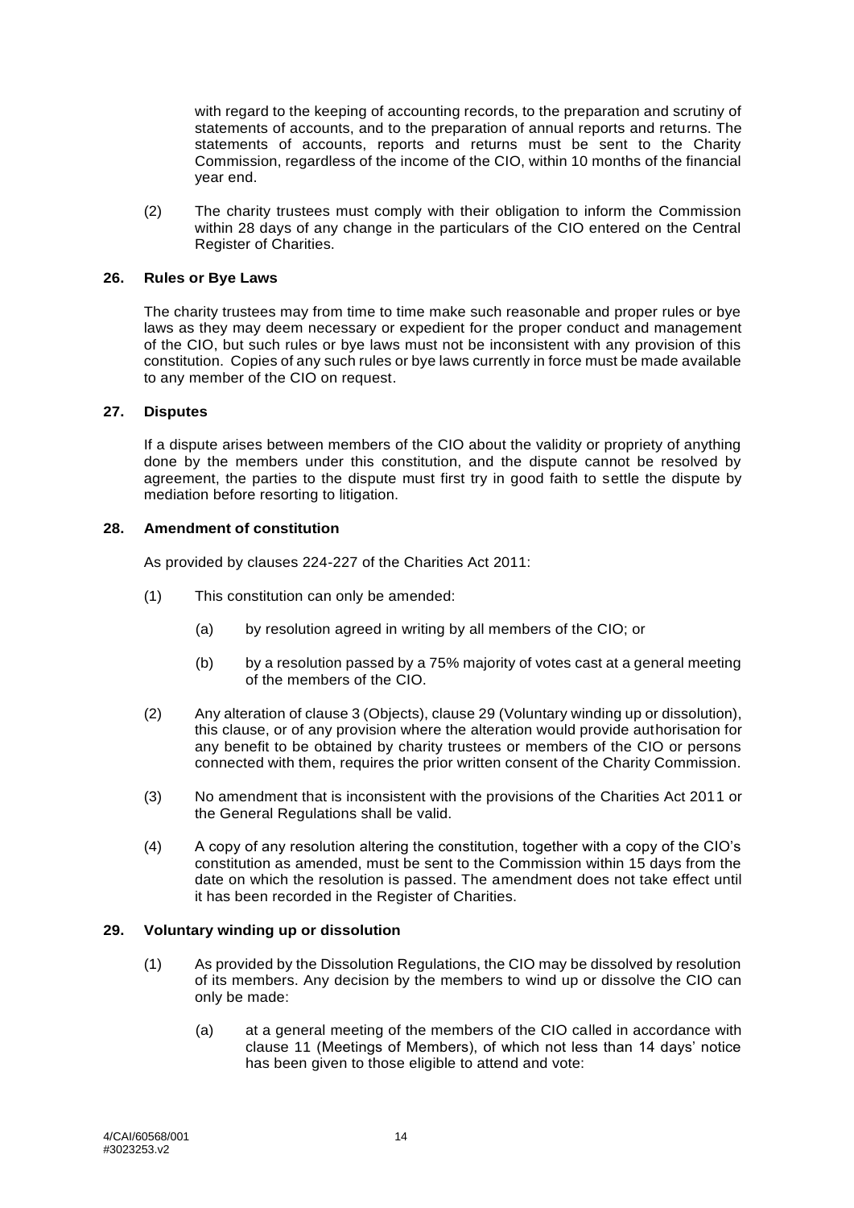with regard to the keeping of accounting records, to the preparation and scrutiny of statements of accounts, and to the preparation of annual reports and returns. The statements of accounts, reports and returns must be sent to the Charity Commission, regardless of the income of the CIO, within 10 months of the financial year end.

(2) The charity trustees must comply with their obligation to inform the Commission within 28 days of any change in the particulars of the CIO entered on the Central Register of Charities.

**26. Rules or Bye Laws**

The charity trustees may from time to time make such reasonable and proper rules or bye laws as they may deem necessary or expedient for the proper conduct and management of the CIO, but such rules or bye laws must not be inconsistent with any provision of this constitution. Copies of any such rules or bye laws currently in force must be made available to any member of the CIO on request.

**27. Disputes**

If a dispute arises between members of the CIO about the validity or propriety of anything done by the members under this constitution, and the dispute cannot be resolved by agreement, the parties to the dispute must first try in good faith to settle the dispute by mediation before resorting to litigation.

**28. Amendment of constitution**

As provided by clauses 224-227 of the Charities Act 2011:

(1) This constitution can only be amended:

(a) by resolution agreed in writing by all members of the CIO; or

(b) by a resolution passed by a 75% majority of votes cast at a general meeting of the members of the CIO.

(2) Any alteration of clause 3 (Objects), clause 29 (Voluntary winding up or dissolution), this clause, or of any provision where the alteration would provide authorisation for any benefit to be obtained by charity trustees or members of the CIO or persons connected with them, requires the prior written consent of the Charity Commission.

(3) No amendment that is inconsistent with the provisions of the Charities Act 2011 or the General Regulations shall be valid.

(4) A copy of any resolution altering the constitution, together with a copy of the CIO's constitution as amended, must be sent to the Commission within 15 days from the date on which the resolution is passed. The amendment does not take effect until it has been recorded in the Register of Charities.

**29. Voluntary winding up or dissolution**

(1) As provided by the Dissolution Regulations, the CIO may be dissolved by resolution of its members. Any decision by the members to wind up or dissolve the CIO can only be made:

(a) at a general meeting of the members of the CIO called in accordance with clause 11 (Meetings of Members), of which not less than 14 days' notice has been given to those eligible to attend and vote:

4/CAI/60568/001
#3023253.v2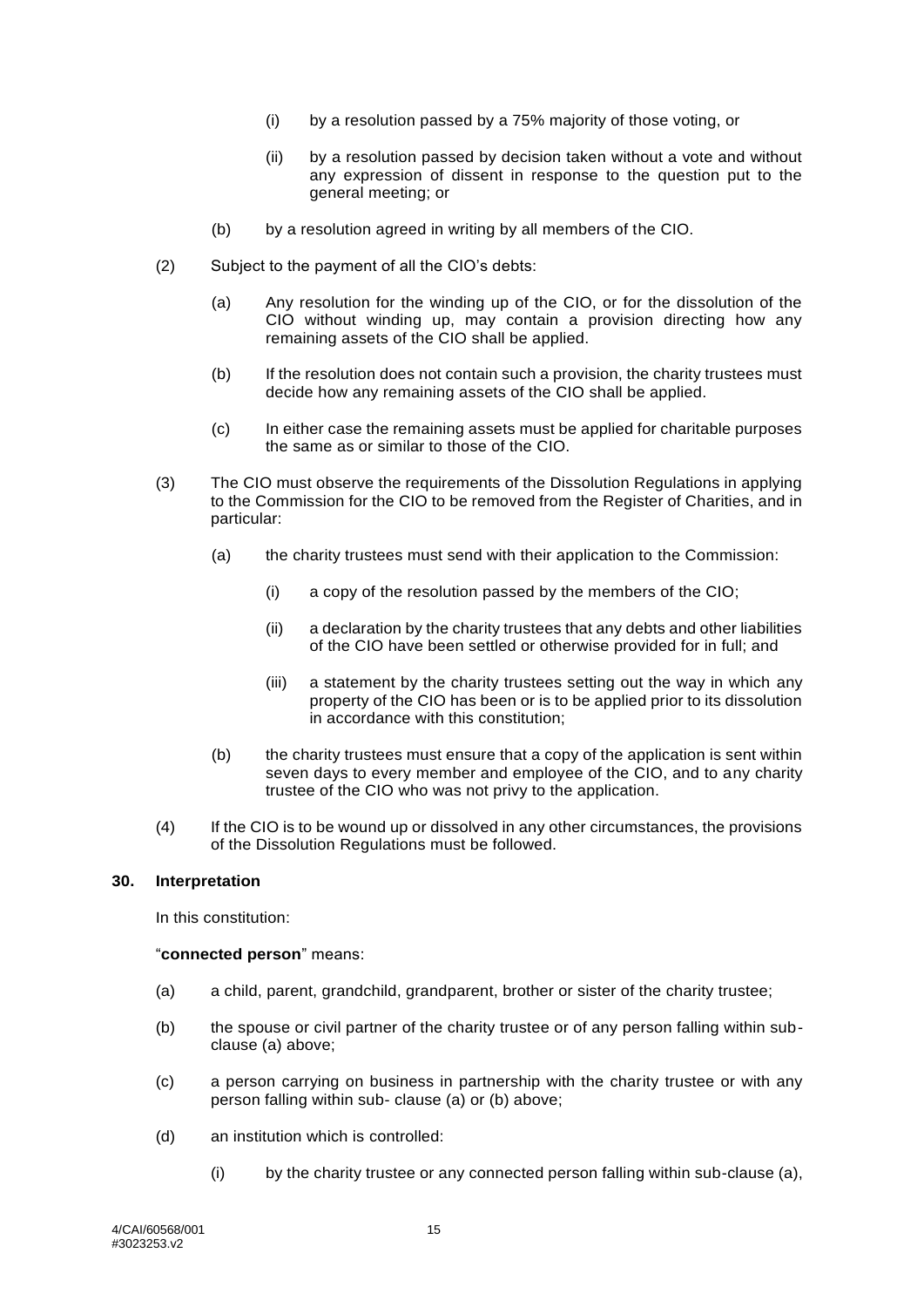(i) by a resolution passed by a 75% majority of those voting, or

(ii) by a resolution passed by decision taken without a vote and without any expression of dissent in response to the question put to the general meeting; or

(b) by a resolution agreed in writing by all members of the CIO.

(2) Subject to the payment of all the CIO's debts:

(a) Any resolution for the winding up of the CIO, or for the dissolution of the CIO without winding up, may contain a provision directing how any remaining assets of the CIO shall be applied.

(b) If the resolution does not contain such a provision, the charity trustees must decide how any remaining assets of the CIO shall be applied.

(c) In either case the remaining assets must be applied for charitable purposes the same as or similar to those of the CIO.

(3) The CIO must observe the requirements of the Dissolution Regulations in applying to the Commission for the CIO to be removed from the Register of Charities, and in particular:

(a) the charity trustees must send with their application to the Commission:

(i) a copy of the resolution passed by the members of the CIO;

(ii) a declaration by the charity trustees that any debts and other liabilities of the CIO have been settled or otherwise provided for in full; and

(iii) a statement by the charity trustees setting out the way in which any property of the CIO has been or is to be applied prior to its dissolution in accordance with this constitution;

(b) the charity trustees must ensure that a copy of the application is sent within seven days to every member and employee of the CIO, and to any charity trustee of the CIO who was not privy to the application.

(4) If the CIO is to be wound up or dissolved in any other circumstances, the provisions of the Dissolution Regulations must be followed.

**30. Interpretation**

In this constitution:

"**connected person**" means:

(a) a child, parent, grandchild, grandparent, brother or sister of the charity trustee;

(b) the spouse or civil partner of the charity trustee or of any person falling within sub-clause (a) above;

(c) a person carrying on business in partnership with the charity trustee or with any person falling within sub- clause (a) or (b) above;

(d) an institution which is controlled:

(i) by the charity trustee or any connected person falling within sub-clause (a),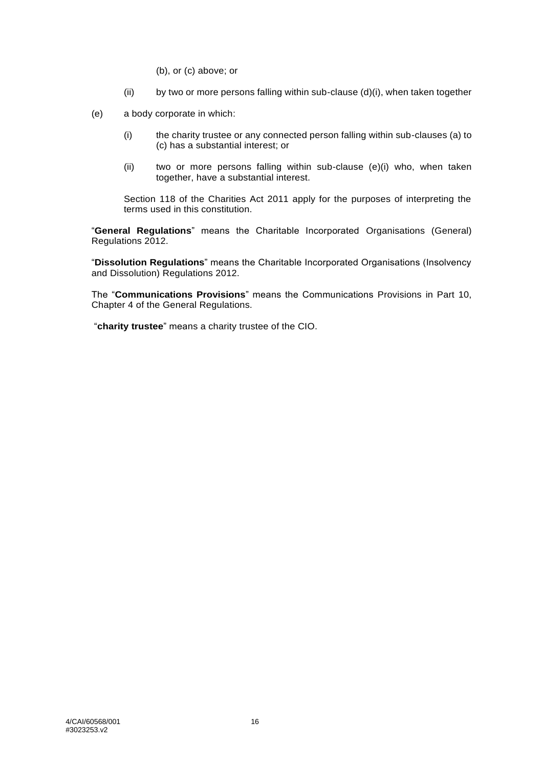(b), or (c) above; or

(ii) by two or more persons falling within sub-clause (d)(i), when taken together

(e) a body corporate in which:

(i) the charity trustee or any connected person falling within sub-clauses (a) to (c) has a substantial interest; or

(ii) two or more persons falling within sub-clause (e)(i) who, when taken together, have a substantial interest.

Section 118 of the Charities Act 2011 apply for the purposes of interpreting the terms used in this constitution.

"**General Regulations**" means the Charitable Incorporated Organisations (General) Regulations 2012.

"**Dissolution Regulations**" means the Charitable Incorporated Organisations (Insolvency and Dissolution) Regulations 2012.

The "**Communications Provisions**" means the Communications Provisions in Part 10, Chapter 4 of the General Regulations.

"**charity trustee**" means a charity trustee of the CIO.

4/CAI/60568/001
#3023253.v2